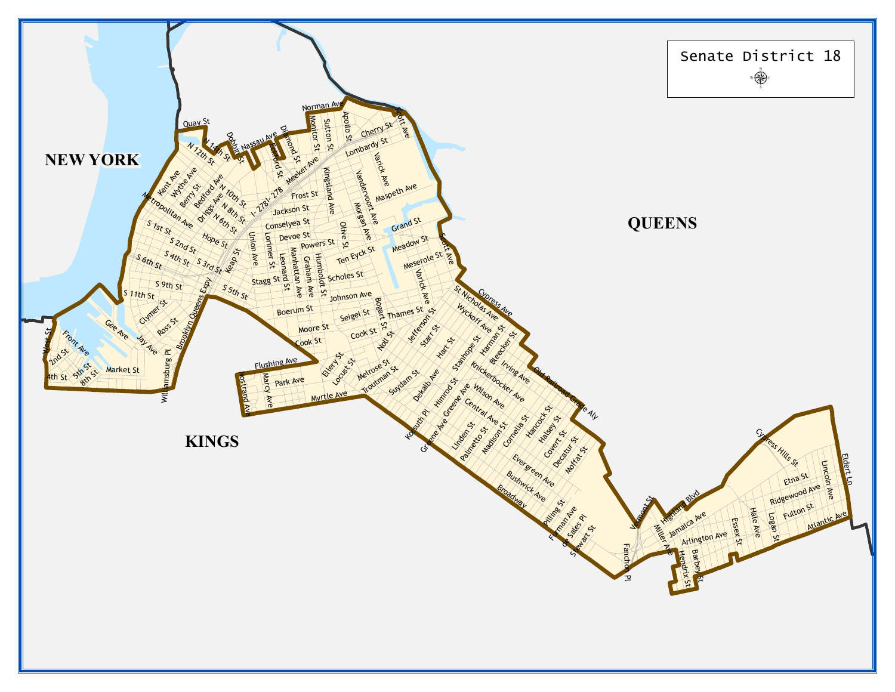# Senate District 18

NEW YORK

QUEENS

KINGS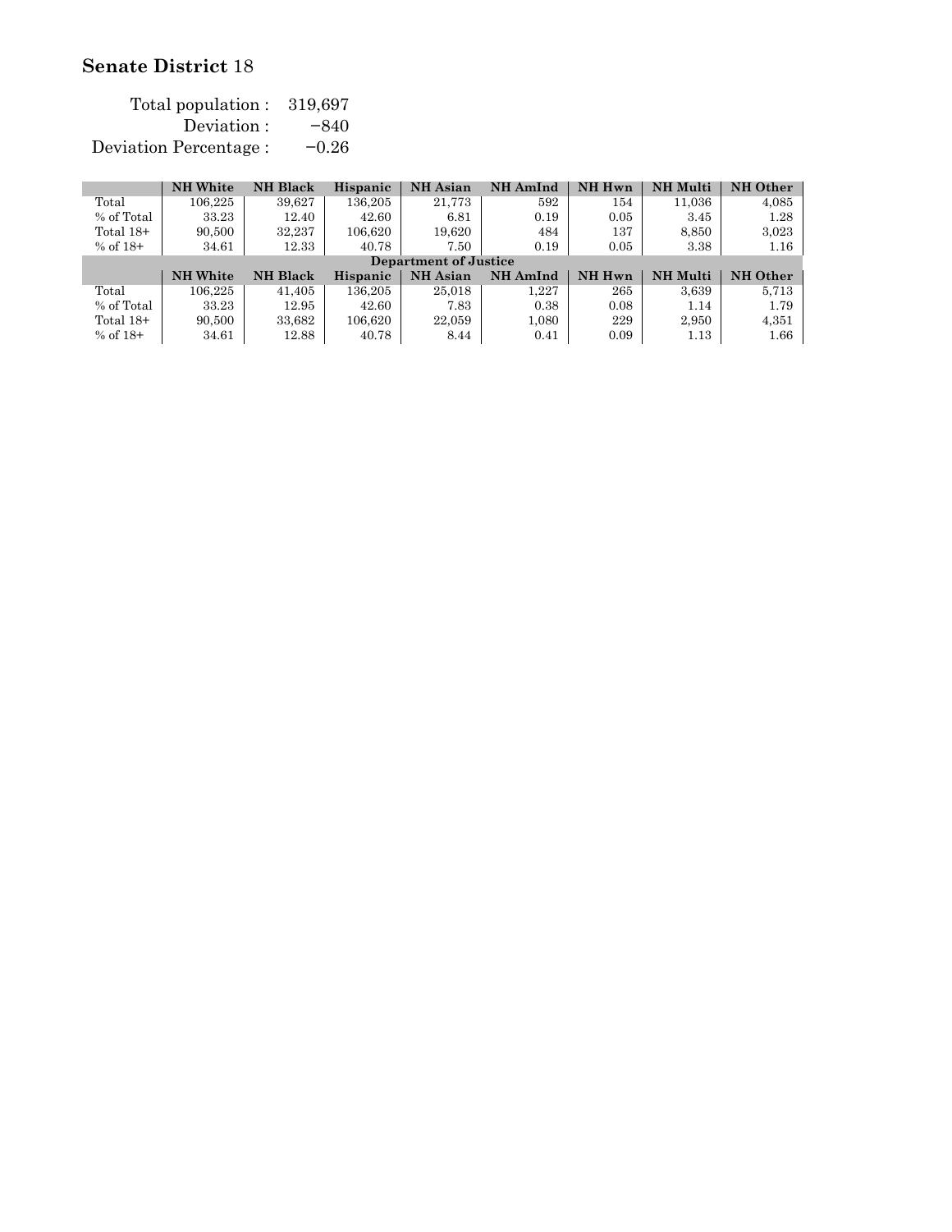## **Senate District** 18

| | |
|---|---|
| Total population : | 319,697 |
| Deviation : | −840 |
| Deviation Percentage : | −0.26 |

| | NH White | NH Black | Hispanic | NH Asian | NH AmInd | NH Hwn | NH Multi | NH Other |
|---|---|---|---|---|---|---|---|---|
| Total | 106,225 | 39,627 | 136,205 | 21,773 | 592 | 154 | 11,036 | 4,085 |
| % of Total | 33.23 | 12.40 | 42.60 | 6.81 | 0.19 | 0.05 | 3.45 | 1.28 |
| Total 18+ | 90,500 | 32,237 | 106,620 | 19,620 | 484 | 137 | 8,850 | 3,023 |
| % of 18+ | 34.61 | 12.33 | 40.78 | 7.50 | 0.19 | 0.05 | 3.38 | 1.16 |
| **Department of Justice** | | | | | | | | |
| | **NH White** | **NH Black** | **Hispanic** | **NH Asian** | **NH AmInd** | **NH Hwn** | **NH Multi** | **NH Other** |
| Total | 106,225 | 41,405 | 136,205 | 25,018 | 1,227 | 265 | 3,639 | 5,713 |
| % of Total | 33.23 | 12.95 | 42.60 | 7.83 | 0.38 | 0.08 | 1.14 | 1.79 |
| Total 18+ | 90,500 | 33,682 | 106,620 | 22,059 | 1,080 | 229 | 2,950 | 4,351 |
| % of 18+ | 34.61 | 12.88 | 40.78 | 8.44 | 0.41 | 0.09 | 1.13 | 1.66 |